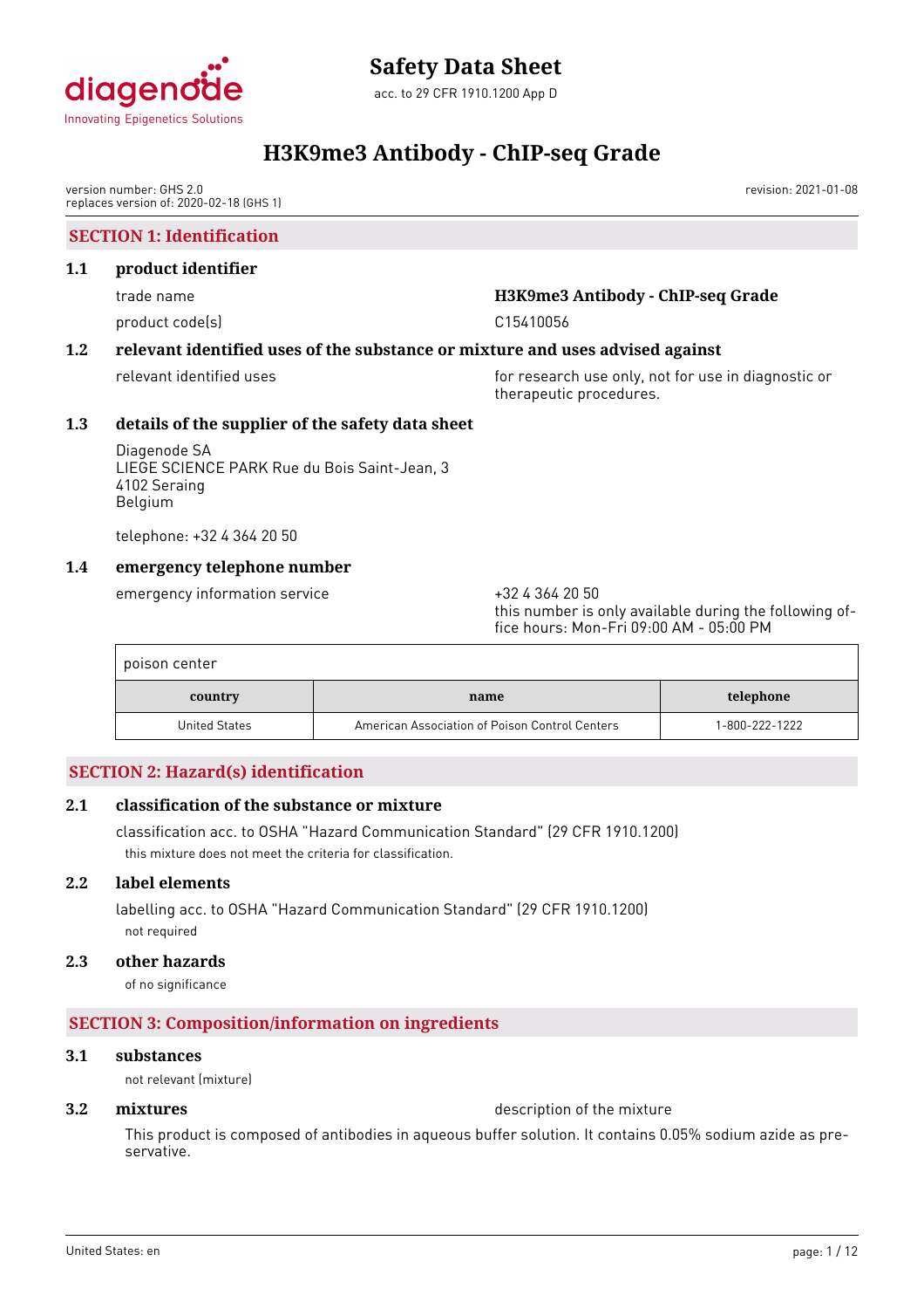# Safety Data Sheet

acc. to 29 CFR 1910.1200 App D

# H3K9me3 Antibody - ChIP-seq Grade

version number: GHS 2.0
replaces version of: 2020-02-18 (GHS 1)

revision: 2021-01-08

## SECTION 1: Identification

### 1.1 product identifier

trade name: **H3K9me3 Antibody - ChIP-seq Grade**

product code(s): C15410056

### 1.2 relevant identified uses of the substance or mixture and uses advised against

relevant identified uses: for research use only, not for use in diagnostic or therapeutic procedures.

### 1.3 details of the supplier of the safety data sheet

Diagenode SA
LIEGE SCIENCE PARK Rue du Bois Saint-Jean, 3
4102 Seraing
Belgium

telephone: +32 4 364 20 50

### 1.4 emergency telephone number

emergency information service: +32 4 364 20 50
this number is only available during the following office hours: Mon-Fri 09:00 AM - 05:00 PM

poison center

| country | name | telephone |
|---|---|---|
| United States | American Association of Poison Control Centers | 1-800-222-1222 |

## SECTION 2: Hazard(s) identification

### 2.1 classification of the substance or mixture

classification acc. to OSHA "Hazard Communication Standard" (29 CFR 1910.1200)

this mixture does not meet the criteria for classification.

### 2.2 label elements

labelling acc. to OSHA "Hazard Communication Standard" (29 CFR 1910.1200)

not required

### 2.3 other hazards

of no significance

## SECTION 3: Composition/information on ingredients

### 3.1 substances

not relevant (mixture)

### 3.2 mixtures

description of the mixture

This product is composed of antibodies in aqueous buffer solution. It contains 0.05% sodium azide as preservative.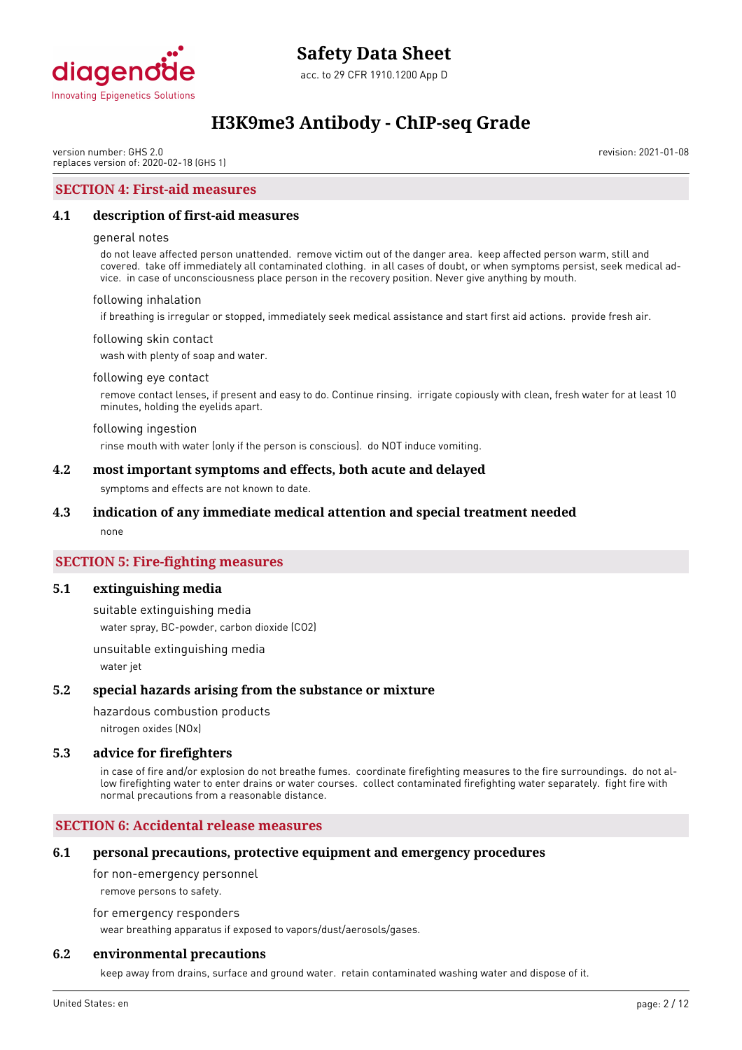## SECTION 4: First-aid measures

### 4.1 description of first-aid measures

general notes

do not leave affected person unattended. remove victim out of the danger area. keep affected person warm, still and covered. take off immediately all contaminated clothing. in all cases of doubt, or when symptoms persist, seek medical advice. in case of unconsciousness place person in the recovery position. Never give anything by mouth.

following inhalation

if breathing is irregular or stopped, immediately seek medical assistance and start first aid actions. provide fresh air.

following skin contact

wash with plenty of soap and water.

following eye contact

remove contact lenses, if present and easy to do. Continue rinsing. irrigate copiously with clean, fresh water for at least 10 minutes, holding the eyelids apart.

following ingestion

rinse mouth with water (only if the person is conscious). do NOT induce vomiting.

### 4.2 most important symptoms and effects, both acute and delayed

symptoms and effects are not known to date.

### 4.3 indication of any immediate medical attention and special treatment needed

none

## SECTION 5: Fire-fighting measures

### 5.1 extinguishing media

suitable extinguishing media

water spray, BC-powder, carbon dioxide ($CO_2$)

unsuitable extinguishing media

water jet

### 5.2 special hazards arising from the substance or mixture

hazardous combustion products

nitrogen oxides ($NO_x$)

### 5.3 advice for firefighters

in case of fire and/or explosion do not breathe fumes. coordinate firefighting measures to the fire surroundings. do not allow firefighting water to enter drains or water courses. collect contaminated firefighting water separately. fight fire with normal precautions from a reasonable distance.

## SECTION 6: Accidental release measures

### 6.1 personal precautions, protective equipment and emergency procedures

for non-emergency personnel

remove persons to safety.

for emergency responders

wear breathing apparatus if exposed to vapors/dust/aerosols/gases.

### 6.2 environmental precautions

keep away from drains, surface and ground water. retain contaminated washing water and dispose of it.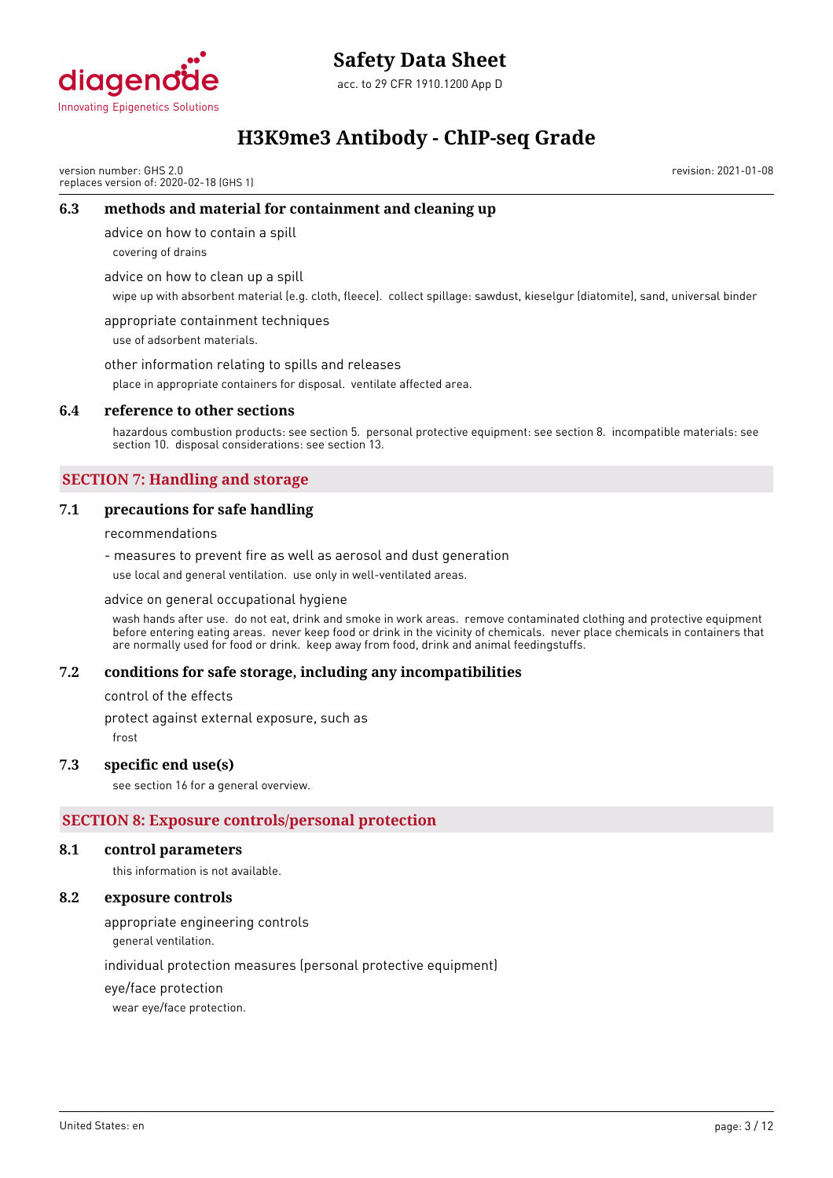### 6.3 methods and material for containment and cleaning up

advice on how to contain a spill

covering of drains

advice on how to clean up a spill

wipe up with absorbent material (e.g. cloth, fleece). collect spillage: sawdust, kieselgur (diatomite), sand, universal binder

appropriate containment techniques

use of adsorbent materials.

other information relating to spills and releases

place in appropriate containers for disposal. ventilate affected area.

### 6.4 reference to other sections

hazardous combustion products: see section 5. personal protective equipment: see section 8. incompatible materials: see section 10. disposal considerations: see section 13.

## SECTION 7: Handling and storage

### 7.1 precautions for safe handling

recommendations

- measures to prevent fire as well as aerosol and dust generation

use local and general ventilation. use only in well-ventilated areas.

advice on general occupational hygiene

wash hands after use. do not eat, drink and smoke in work areas. remove contaminated clothing and protective equipment before entering eating areas. never keep food or drink in the vicinity of chemicals. never place chemicals in containers that are normally used for food or drink. keep away from food, drink and animal feedingstuffs.

### 7.2 conditions for safe storage, including any incompatibilities

control of the effects

protect against external exposure, such as

frost

### 7.3 specific end use(s)

see section 16 for a general overview.

## SECTION 8: Exposure controls/personal protection

### 8.1 control parameters

this information is not available.

### 8.2 exposure controls

appropriate engineering controls

general ventilation.

individual protection measures (personal protective equipment)

eye/face protection

wear eye/face protection.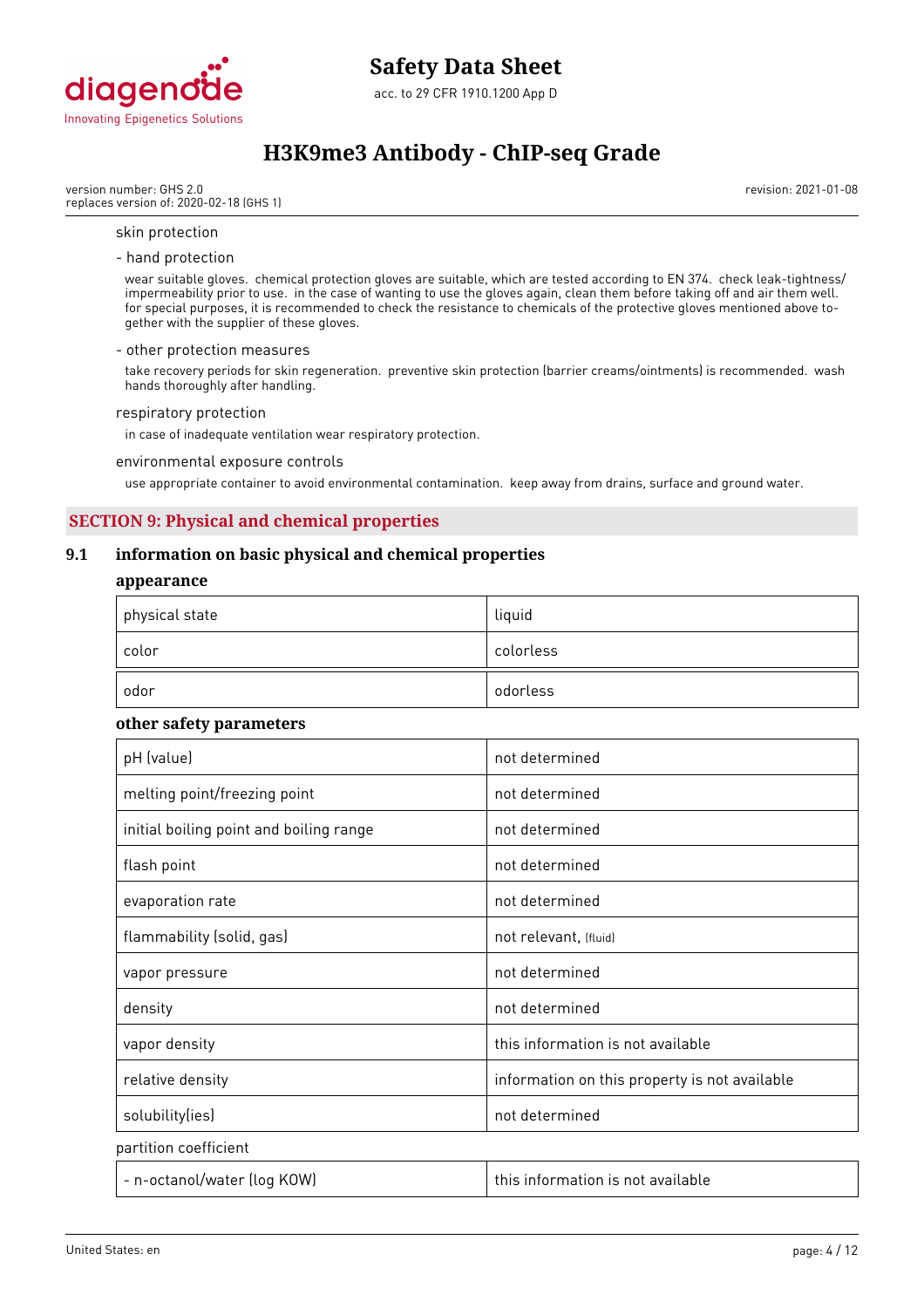skin protection

- hand protection

wear suitable gloves. chemical protection gloves are suitable, which are tested according to EN 374. check leak-tightness/impermeability prior to use. in the case of wanting to use the gloves again, clean them before taking off and air them well. for special purposes, it is recommended to check the resistance to chemicals of the protective gloves mentioned above together with the supplier of these gloves.

- other protection measures

take recovery periods for skin regeneration. preventive skin protection (barrier creams/ointments) is recommended. wash hands thoroughly after handling.

respiratory protection

in case of inadequate ventilation wear respiratory protection.

environmental exposure controls

use appropriate container to avoid environmental contamination. keep away from drains, surface and ground water.

## SECTION 9: Physical and chemical properties

### 9.1 information on basic physical and chemical properties

**appearance**

| | |
|---|---|
| physical state | liquid |
| color | colorless |
| odor | odorless |

**other safety parameters**

| | |
|---|---|
| pH (value) | not determined |
| melting point/freezing point | not determined |
| initial boiling point and boiling range | not determined |
| flash point | not determined |
| evaporation rate | not determined |
| flammability (solid, gas) | not relevant, (fluid) |
| vapor pressure | not determined |
| density | not determined |
| vapor density | this information is not available |
| relative density | information on this property is not available |
| solubility(ies) | not determined |

partition coefficient

| | |
|---|---|
| - n-octanol/water (log KOW) | this information is not available |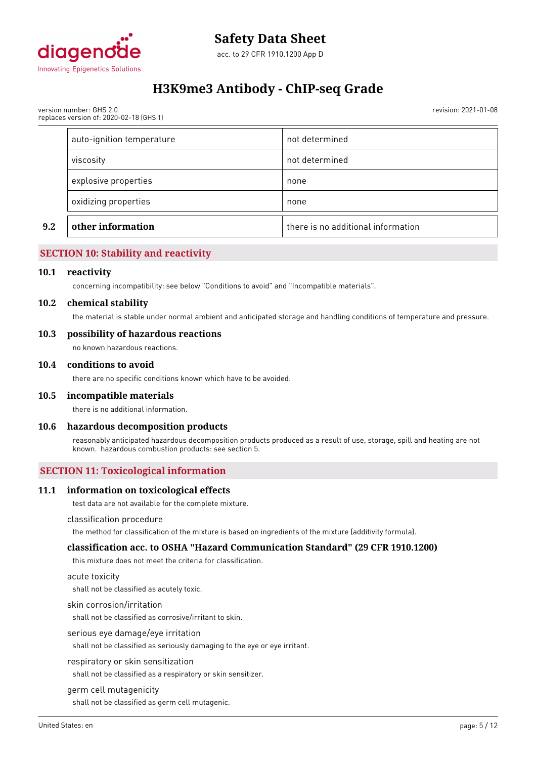| | |
|---|---|
| auto-ignition temperature | not determined |
| viscosity | not determined |
| explosive properties | none |
| oxidizing properties | none |

| | | |
|---|---|---|
| **9.2** | **other information** | there is no additional information |

## SECTION 10: Stability and reactivity

### 10.1 reactivity

concerning incompatibility: see below "Conditions to avoid" and "Incompatible materials".

### 10.2 chemical stability

the material is stable under normal ambient and anticipated storage and handling conditions of temperature and pressure.

### 10.3 possibility of hazardous reactions

no known hazardous reactions.

### 10.4 conditions to avoid

there are no specific conditions known which have to be avoided.

### 10.5 incompatible materials

there is no additional information.

### 10.6 hazardous decomposition products

reasonably anticipated hazardous decomposition products produced as a result of use, storage, spill and heating are not known. hazardous combustion products: see section 5.

## SECTION 11: Toxicological information

### 11.1 information on toxicological effects

test data are not available for the complete mixture.

classification procedure

the method for classification of the mixture is based on ingredients of the mixture (additivity formula).

### classification acc. to OSHA "Hazard Communication Standard" (29 CFR 1910.1200)

this mixture does not meet the criteria for classification.

acute toxicity

shall not be classified as acutely toxic.

skin corrosion/irritation

shall not be classified as corrosive/irritant to skin.

serious eye damage/eye irritation

shall not be classified as seriously damaging to the eye or eye irritant.

respiratory or skin sensitization

shall not be classified as a respiratory or skin sensitizer.

germ cell mutagenicity

shall not be classified as germ cell mutagenic.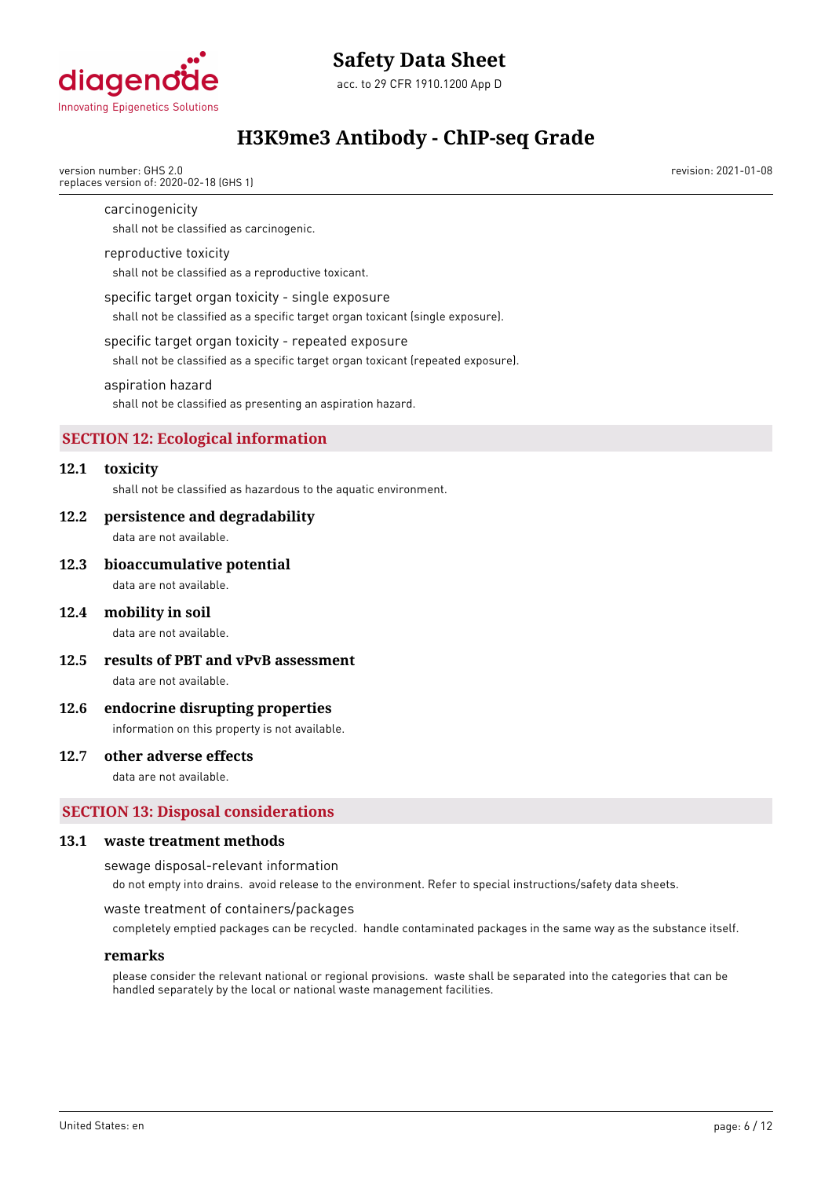carcinogenicity

shall not be classified as carcinogenic.

reproductive toxicity

shall not be classified as a reproductive toxicant.

specific target organ toxicity - single exposure

shall not be classified as a specific target organ toxicant (single exposure).

specific target organ toxicity - repeated exposure

shall not be classified as a specific target organ toxicant (repeated exposure).

aspiration hazard

shall not be classified as presenting an aspiration hazard.

## SECTION 12: Ecological information

### 12.1 toxicity

shall not be classified as hazardous to the aquatic environment.

### 12.2 persistence and degradability

data are not available.

### 12.3 bioaccumulative potential

data are not available.

### 12.4 mobility in soil

data are not available.

### 12.5 results of PBT and vPvB assessment

data are not available.

### 12.6 endocrine disrupting properties

information on this property is not available.

### 12.7 other adverse effects

data are not available.

## SECTION 13: Disposal considerations

### 13.1 waste treatment methods

sewage disposal-relevant information

do not empty into drains. avoid release to the environment. Refer to special instructions/safety data sheets.

waste treatment of containers/packages

completely emptied packages can be recycled. handle contaminated packages in the same way as the substance itself.

**remarks**

please consider the relevant national or regional provisions. waste shall be separated into the categories that can be handled separately by the local or national waste management facilities.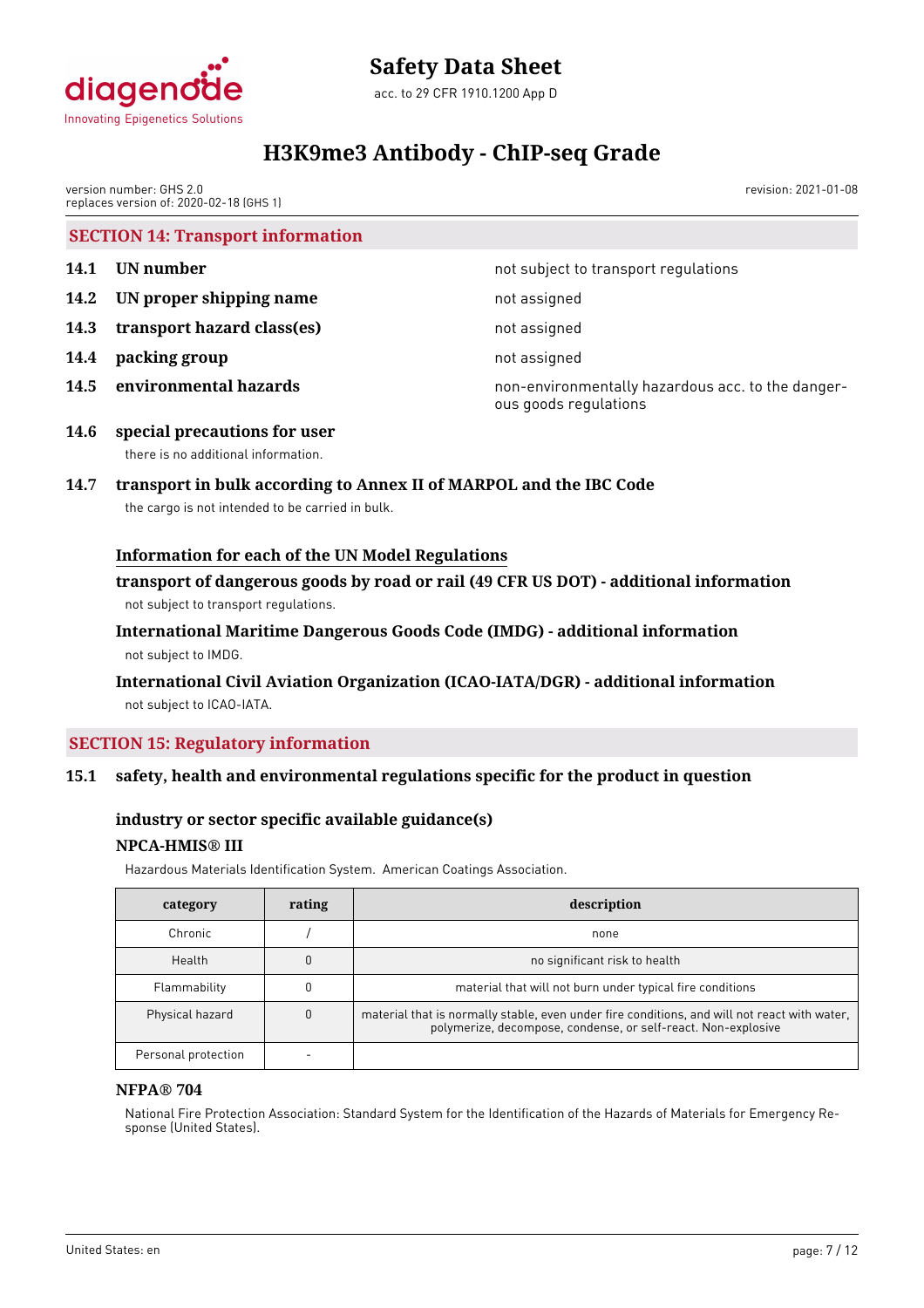## SECTION 14: Transport information

**14.1 UN number** not subject to transport regulations

**14.2 UN proper shipping name** not assigned

**14.3 transport hazard class(es)** not assigned

**14.4 packing group** not assigned

**14.5 environmental hazards** non-environmentally hazardous acc. to the dangerous goods regulations

**14.6 special precautions for user**

there is no additional information.

**14.7 transport in bulk according to Annex II of MARPOL and the IBC Code**

the cargo is not intended to be carried in bulk.

**Information for each of the UN Model Regulations**

**transport of dangerous goods by road or rail (49 CFR US DOT) - additional information**

not subject to transport regulations.

**International Maritime Dangerous Goods Code (IMDG) - additional information**

not subject to IMDG.

**International Civil Aviation Organization (ICAO-IATA/DGR) - additional information**

not subject to ICAO-IATA.

## SECTION 15: Regulatory information

**15.1 safety, health and environmental regulations specific for the product in question**

**industry or sector specific available guidance(s)**

**NPCA-HMIS® III**

Hazardous Materials Identification System. American Coatings Association.

| category | rating | description |
|---|---|---|
| Chronic | / | none |
| Health | 0 | no significant risk to health |
| Flammability | 0 | material that will not burn under typical fire conditions |
| Physical hazard | 0 | material that is normally stable, even under fire conditions, and will not react with water, polymerize, decompose, condense, or self-react. Non-explosive |
| Personal protection | - | |

**NFPA® 704**

National Fire Protection Association: Standard System for the Identification of the Hazards of Materials for Emergency Response (United States).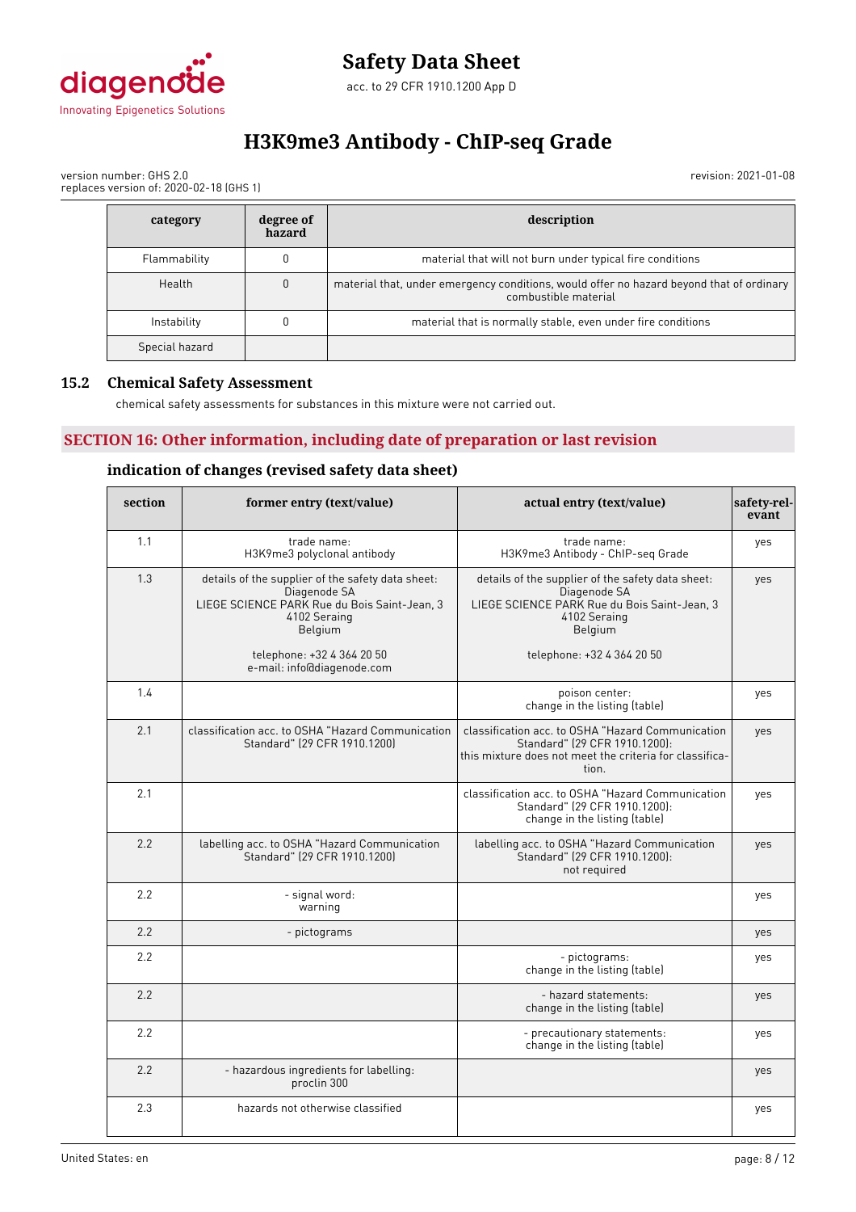| category | degree of hazard | description |
|---|---|---|
| Flammability | 0 | material that will not burn under typical fire conditions |
| Health | 0 | material that, under emergency conditions, would offer no hazard beyond that of ordinary combustible material |
| Instability | 0 | material that is normally stable, even under fire conditions |
| Special hazard | | |

### 15.2 Chemical Safety Assessment

chemical safety assessments for substances in this mixture were not carried out.

## SECTION 16: Other information, including date of preparation or last revision

### indication of changes (revised safety data sheet)

| section | former entry (text/value) | actual entry (text/value) | safety-relevant |
|---|---|---|---|
| 1.1 | trade name: H3K9me3 polyclonal antibody | trade name: H3K9me3 Antibody - ChIP-seq Grade | yes |
| 1.3 | details of the supplier of the safety data sheet: Diagenode SA LIEGE SCIENCE PARK Rue du Bois Saint-Jean, 3 4102 Seraing Belgium<br><br>telephone: +32 4 364 20 50 e-mail: info@diagenode.com | details of the supplier of the safety data sheet: Diagenode SA LIEGE SCIENCE PARK Rue du Bois Saint-Jean, 3 4102 Seraing Belgium<br><br>telephone: +32 4 364 20 50 | yes |
| 1.4 | | poison center: change in the listing (table) | yes |
| 2.1 | classification acc. to OSHA "Hazard Communication Standard" (29 CFR 1910.1200) | classification acc. to OSHA "Hazard Communication Standard" (29 CFR 1910.1200): this mixture does not meet the criteria for classification. | yes |
| 2.1 | | classification acc. to OSHA "Hazard Communication Standard" (29 CFR 1910.1200): change in the listing (table) | yes |
| 2.2 | labelling acc. to OSHA "Hazard Communication Standard" (29 CFR 1910.1200) | labelling acc. to OSHA "Hazard Communication Standard" (29 CFR 1910.1200): not required | yes |
| 2.2 | - signal word: warning | | yes |
| 2.2 | - pictograms | | yes |
| 2.2 | | - pictograms: change in the listing (table) | yes |
| 2.2 | | - hazard statements: change in the listing (table) | yes |
| 2.2 | | - precautionary statements: change in the listing (table) | yes |
| 2.2 | - hazardous ingredients for labelling: proclin 300 | | yes |
| 2.3 | hazards not otherwise classified | | yes |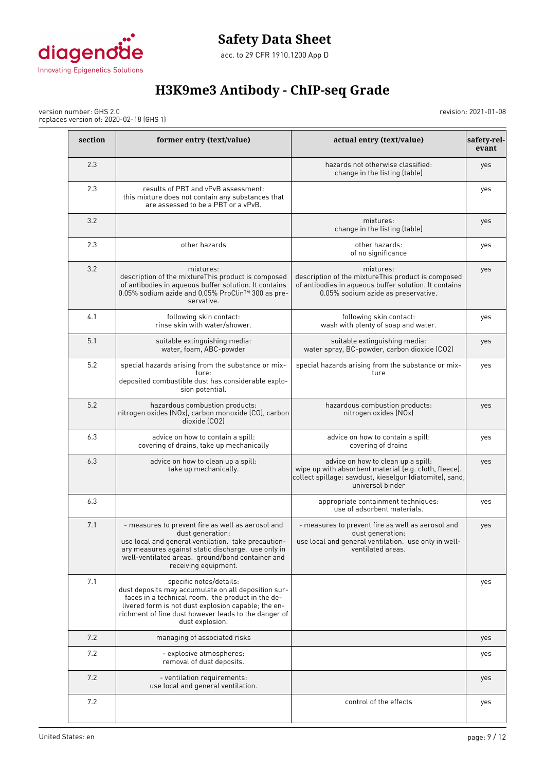| section | former entry (text/value) | actual entry (text/value) | safety-relevant |
| --- | --- | --- | --- |
| 2.3 | | hazards not otherwise classified: change in the listing (table) | yes |
| 2.3 | results of PBT and vPvB assessment: this mixture does not contain any substances that are assessed to be a PBT or a vPvB. | | yes |
| 3.2 | | mixtures: change in the listing (table) | yes |
| 2.3 | other hazards | other hazards: of no significance | yes |
| 3.2 | mixtures: description of the mixtureThis product is composed of antibodies in aqueous buffer solution. It contains 0.05% sodium azide and 0,05% ProClin™ 300 as preservative. | mixtures: description of the mixtureThis product is composed of antibodies in aqueous buffer solution. It contains 0.05% sodium azide as preservative. | yes |
| 4.1 | following skin contact: rinse skin with water/shower. | following skin contact: wash with plenty of soap and water. | yes |
| 5.1 | suitable extinguishing media: water, foam, ABC-powder | suitable extinguishing media: water spray, BC-powder, carbon dioxide ($CO_2$) | yes |
| 5.2 | special hazards arising from the substance or mixture: deposited combustible dust has considerable explosion potential. | special hazards arising from the substance or mixture | yes |
| 5.2 | hazardous combustion products: nitrogen oxides (NOx), carbon monoxide (CO), carbon dioxide ($CO_2$) | hazardous combustion products: nitrogen oxides (NOx) | yes |
| 6.3 | advice on how to contain a spill: covering of drains, take up mechanically | advice on how to contain a spill: covering of drains | yes |
| 6.3 | advice on how to clean up a spill: take up mechanically. | advice on how to clean up a spill: wipe up with absorbent material (e.g. cloth, fleece). collect spillage: sawdust, kieselgur (diatomite), sand, universal binder | yes |
| 6.3 | | appropriate containment techniques: use of adsorbent materials. | yes |
| 7.1 | - measures to prevent fire as well as aerosol and dust generation: use local and general ventilation. take precautionary measures against static discharge. use only in well-ventilated areas. ground/bond container and receiving equipment. | - measures to prevent fire as well as aerosol and dust generation: use local and general ventilation. use only in well-ventilated areas. | yes |
| 7.1 | specific notes/details: dust deposits may accumulate on all deposition surfaces in a technical room. the product in the delivered form is not dust explosion capable; the enrichment of fine dust however leads to the danger of dust explosion. | | yes |
| 7.2 | managing of associated risks | | yes |
| 7.2 | - explosive atmospheres: removal of dust deposits. | | yes |
| 7.2 | - ventilation requirements: use local and general ventilation. | | yes |
| 7.2 | | control of the effects | yes |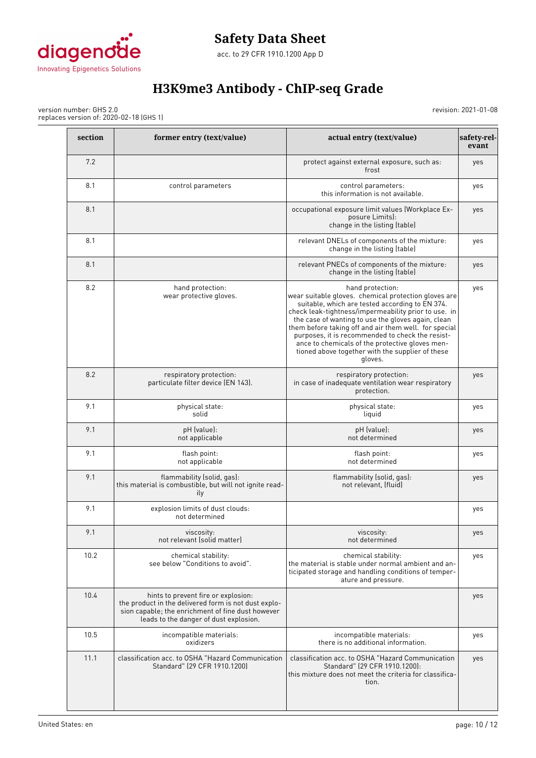| section | former entry (text/value) | actual entry (text/value) | safety-relevant |
|---|---|---|---|
| 7.2 | | protect against external exposure, such as: frost | yes |
| 8.1 | control parameters | control parameters: this information is not available. | yes |
| 8.1 | | occupational exposure limit values (Workplace Exposure Limits): change in the listing (table) | yes |
| 8.1 | | relevant DNELs of components of the mixture: change in the listing (table) | yes |
| 8.1 | | relevant PNECs of components of the mixture: change in the listing (table) | yes |
| 8.2 | hand protection: wear protective gloves. | hand protection: wear suitable gloves. chemical protection gloves are suitable, which are tested according to EN 374. check leak-tightness/impermeability prior to use. in the case of wanting to use the gloves again, clean them before taking off and air them well. for special purposes, it is recommended to check the resistance to chemicals of the protective gloves mentioned above together with the supplier of these gloves. | yes |
| 8.2 | respiratory protection: particulate filter device (EN 143). | respiratory protection: in case of inadequate ventilation wear respiratory protection. | yes |
| 9.1 | physical state: solid | physical state: liquid | yes |
| 9.1 | pH (value): not applicable | pH (value): not determined | yes |
| 9.1 | flash point: not applicable | flash point: not determined | yes |
| 9.1 | flammability (solid, gas): this material is combustible, but will not ignite readily | flammability (solid, gas): not relevant, (fluid) | yes |
| 9.1 | explosion limits of dust clouds: not determined | | yes |
| 9.1 | viscosity: not relevant (solid matter) | viscosity: not determined | yes |
| 10.2 | chemical stability: see below "Conditions to avoid". | chemical stability: the material is stable under normal ambient and anticipated storage and handling conditions of temperature and pressure. | yes |
| 10.4 | hints to prevent fire or explosion: the product in the delivered form is not dust explosion capable; the enrichment of fine dust however leads to the danger of dust explosion. | | yes |
| 10.5 | incompatible materials: oxidizers | incompatible materials: there is no additional information. | yes |
| 11.1 | classification acc. to OSHA "Hazard Communication Standard" (29 CFR 1910.1200) | classification acc. to OSHA "Hazard Communication Standard" (29 CFR 1910.1200): this mixture does not meet the criteria for classification. | yes |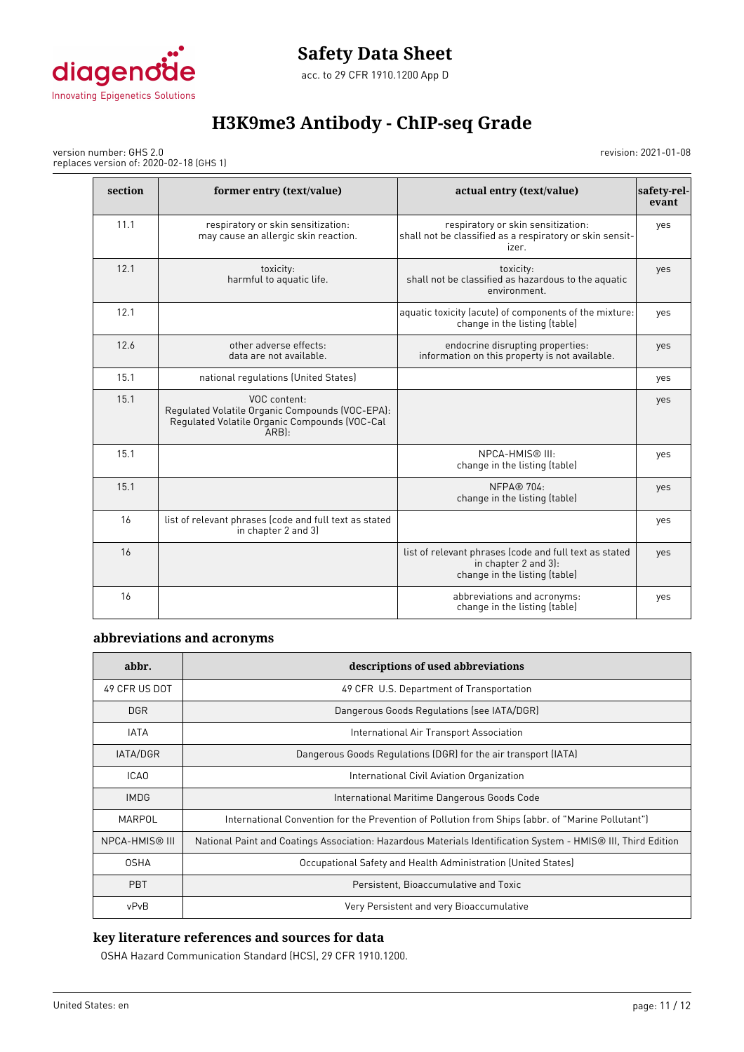| section | former entry (text/value) | actual entry (text/value) | safety-relevant |
|---|---|---|---|
| 11.1 | respiratory or skin sensitization: may cause an allergic skin reaction. | respiratory or skin sensitization: shall not be classified as a respiratory or skin sensitizer. | yes |
| 12.1 | toxicity: harmful to aquatic life. | toxicity: shall not be classified as hazardous to the aquatic environment. | yes |
| 12.1 | | aquatic toxicity (acute) of components of the mixture: change in the listing (table) | yes |
| 12.6 | other adverse effects: data are not available. | endocrine disrupting properties: information on this property is not available. | yes |
| 15.1 | national regulations (United States) | | yes |
| 15.1 | VOC content: Regulated Volatile Organic Compounds (VOC-EPA): Regulated Volatile Organic Compounds (VOC-Cal ARB): | | yes |
| 15.1 | | NPCA-HMIS® III: change in the listing (table) | yes |
| 15.1 | | NFPA® 704: change in the listing (table) | yes |
| 16 | list of relevant phrases (code and full text as stated in chapter 2 and 3) | | yes |
| 16 | | list of relevant phrases (code and full text as stated in chapter 2 and 3): change in the listing (table) | yes |
| 16 | | abbreviations and acronyms: change in the listing (table) | yes |

### abbreviations and acronyms

| abbr. | descriptions of used abbreviations |
|---|---|
| 49 CFR US DOT | 49 CFR U.S. Department of Transportation |
| DGR | Dangerous Goods Regulations (see IATA/DGR) |
| IATA | International Air Transport Association |
| IATA/DGR | Dangerous Goods Regulations (DGR) for the air transport (IATA) |
| ICAO | International Civil Aviation Organization |
| IMDG | International Maritime Dangerous Goods Code |
| MARPOL | International Convention for the Prevention of Pollution from Ships (abbr. of "Marine Pollutant") |
| NPCA-HMIS® III | National Paint and Coatings Association: Hazardous Materials Identification System - HMIS® III, Third Edition |
| OSHA | Occupational Safety and Health Administration (United States) |
| PBT | Persistent, Bioaccumulative and Toxic |
| vPvB | Very Persistent and very Bioaccumulative |

### key literature references and sources for data

OSHA Hazard Communication Standard (HCS), 29 CFR 1910.1200.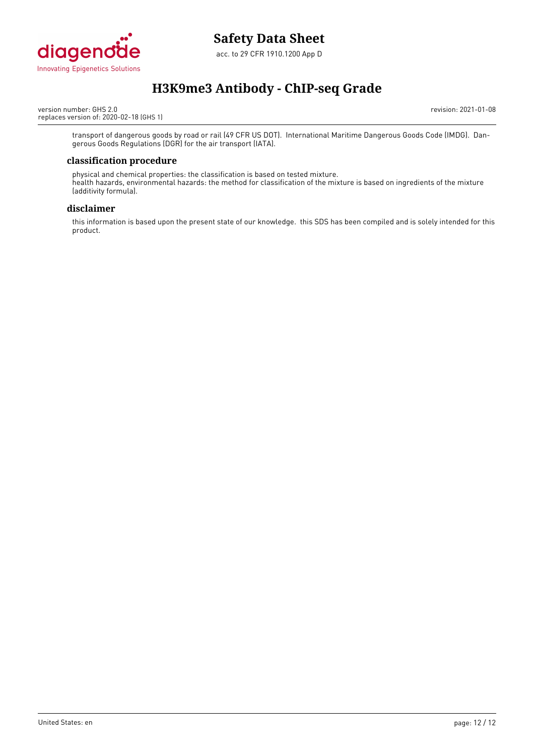transport of dangerous goods by road or rail (49 CFR US DOT). International Maritime Dangerous Goods Code (IMDG). Dangerous Goods Regulations (DGR) for the air transport (IATA).

### classification procedure

physical and chemical properties: the classification is based on tested mixture.
health hazards, environmental hazards: the method for classification of the mixture is based on ingredients of the mixture (additivity formula).

### disclaimer

this information is based upon the present state of our knowledge. this SDS has been compiled and is solely intended for this product.